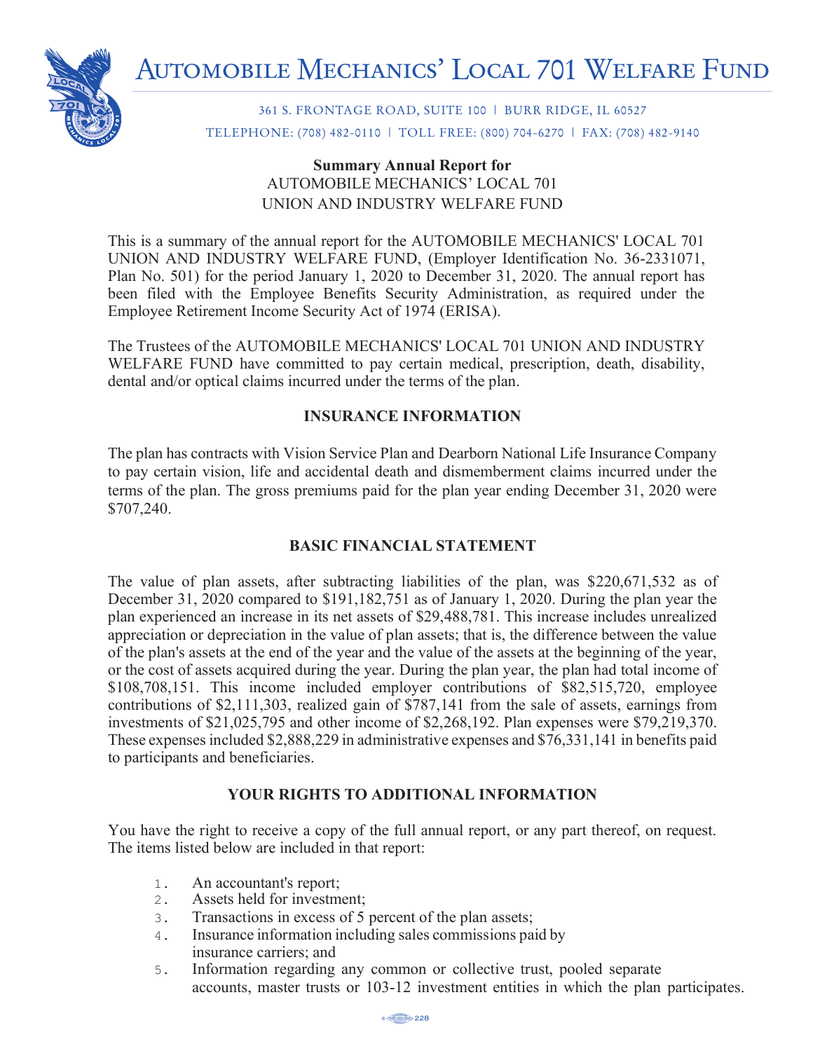# Automobile Mechanics' Local 701 Welfare Fund

361 S. FRONTAGE ROAD, SUITE 100 | BURR RIDGE, IL 60527
TELEPHONE: (708) 482-0110 | TOLL FREE: (800) 704-6270 | FAX: (708) 482-9140

**Summary Annual Report for**
AUTOMOBILE MECHANICS' LOCAL 701
UNION AND INDUSTRY WELFARE FUND

This is a summary of the annual report for the AUTOMOBILE MECHANICS' LOCAL 701 UNION AND INDUSTRY WELFARE FUND, (Employer Identification No. 36-2331071, Plan No. 501) for the period January 1, 2020 to December 31, 2020. The annual report has been filed with the Employee Benefits Security Administration, as required under the Employee Retirement Income Security Act of 1974 (ERISA).

The Trustees of the AUTOMOBILE MECHANICS' LOCAL 701 UNION AND INDUSTRY WELFARE FUND have committed to pay certain medical, prescription, death, disability, dental and/or optical claims incurred under the terms of the plan.

## INSURANCE INFORMATION

The plan has contracts with Vision Service Plan and Dearborn National Life Insurance Company to pay certain vision, life and accidental death and dismemberment claims incurred under the terms of the plan. The gross premiums paid for the plan year ending December 31, 2020 were $707,240.

## BASIC FINANCIAL STATEMENT

The value of plan assets, after subtracting liabilities of the plan, was $220,671,532 as of December 31, 2020 compared to $191,182,751 as of January 1, 2020. During the plan year the plan experienced an increase in its net assets of $29,488,781. This increase includes unrealized appreciation or depreciation in the value of plan assets; that is, the difference between the value of the plan's assets at the end of the year and the value of the assets at the beginning of the year, or the cost of assets acquired during the year. During the plan year, the plan had total income of $108,708,151. This income included employer contributions of $82,515,720, employee contributions of $2,111,303, realized gain of $787,141 from the sale of assets, earnings from investments of $21,025,795 and other income of $2,268,192. Plan expenses were $79,219,370. These expenses included $2,888,229 in administrative expenses and $76,331,141 in benefits paid to participants and beneficiaries.

## YOUR RIGHTS TO ADDITIONAL INFORMATION

You have the right to receive a copy of the full annual report, or any part thereof, on request. The items listed below are included in that report:

1. An accountant's report;
2. Assets held for investment;
3. Transactions in excess of 5 percent of the plan assets;
4. Insurance information including sales commissions paid by insurance carriers; and
5. Information regarding any common or collective trust, pooled separate accounts, master trusts or 103-12 investment entities in which the plan participates.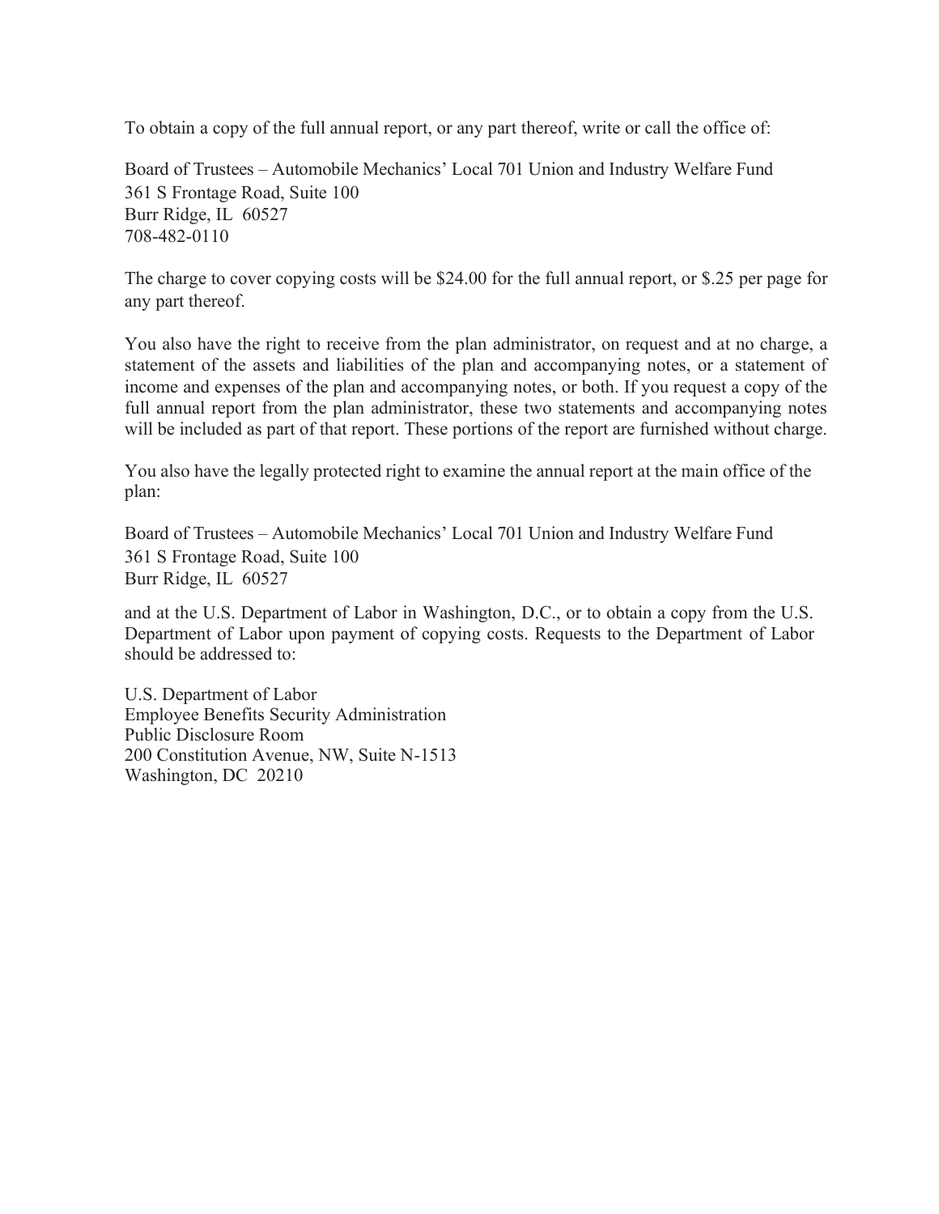To obtain a copy of the full annual report, or any part thereof, write or call the office of:

Board of Trustees – Automobile Mechanics' Local 701 Union and Industry Welfare Fund
361 S Frontage Road, Suite 100
Burr Ridge, IL 60527
708-482-0110

The charge to cover copying costs will be $24.00 for the full annual report, or $.25 per page for any part thereof.

You also have the right to receive from the plan administrator, on request and at no charge, a statement of the assets and liabilities of the plan and accompanying notes, or a statement of income and expenses of the plan and accompanying notes, or both. If you request a copy of the full annual report from the plan administrator, these two statements and accompanying notes will be included as part of that report. These portions of the report are furnished without charge.

You also have the legally protected right to examine the annual report at the main office of the plan:

Board of Trustees – Automobile Mechanics' Local 701 Union and Industry Welfare Fund
361 S Frontage Road, Suite 100
Burr Ridge, IL 60527

and at the U.S. Department of Labor in Washington, D.C., or to obtain a copy from the U.S. Department of Labor upon payment of copying costs. Requests to the Department of Labor should be addressed to:

U.S. Department of Labor
Employee Benefits Security Administration
Public Disclosure Room
200 Constitution Avenue, NW, Suite N-1513
Washington, DC 20210